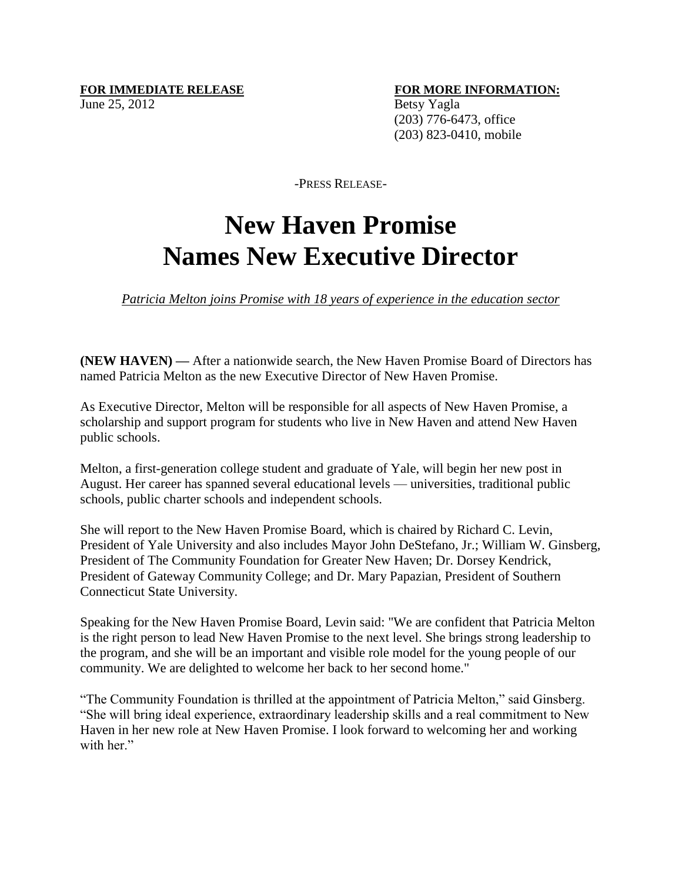**FOR IMMEDIATE RELEASE**
June 25, 2012

**FOR MORE INFORMATION:**
Betsy Yagla
(203) 776-6473, office
(203) 823-0410, mobile

-PRESS RELEASE-

# New Haven Promise Names New Executive Director

*Patricia Melton joins Promise with 18 years of experience in the education sector*

**(NEW HAVEN) —** After a nationwide search, the New Haven Promise Board of Directors has named Patricia Melton as the new Executive Director of New Haven Promise.

As Executive Director, Melton will be responsible for all aspects of New Haven Promise, a scholarship and support program for students who live in New Haven and attend New Haven public schools.

Melton, a first-generation college student and graduate of Yale, will begin her new post in August. Her career has spanned several educational levels — universities, traditional public schools, public charter schools and independent schools.

She will report to the New Haven Promise Board, which is chaired by Richard C. Levin, President of Yale University and also includes Mayor John DeStefano, Jr.; William W. Ginsberg, President of The Community Foundation for Greater New Haven; Dr. Dorsey Kendrick, President of Gateway Community College; and Dr. Mary Papazian, President of Southern Connecticut State University.

Speaking for the New Haven Promise Board, Levin said: "We are confident that Patricia Melton is the right person to lead New Haven Promise to the next level. She brings strong leadership to the program, and she will be an important and visible role model for the young people of our community. We are delighted to welcome her back to her second home."

"The Community Foundation is thrilled at the appointment of Patricia Melton," said Ginsberg. "She will bring ideal experience, extraordinary leadership skills and a real commitment to New Haven in her new role at New Haven Promise. I look forward to welcoming her and working with her."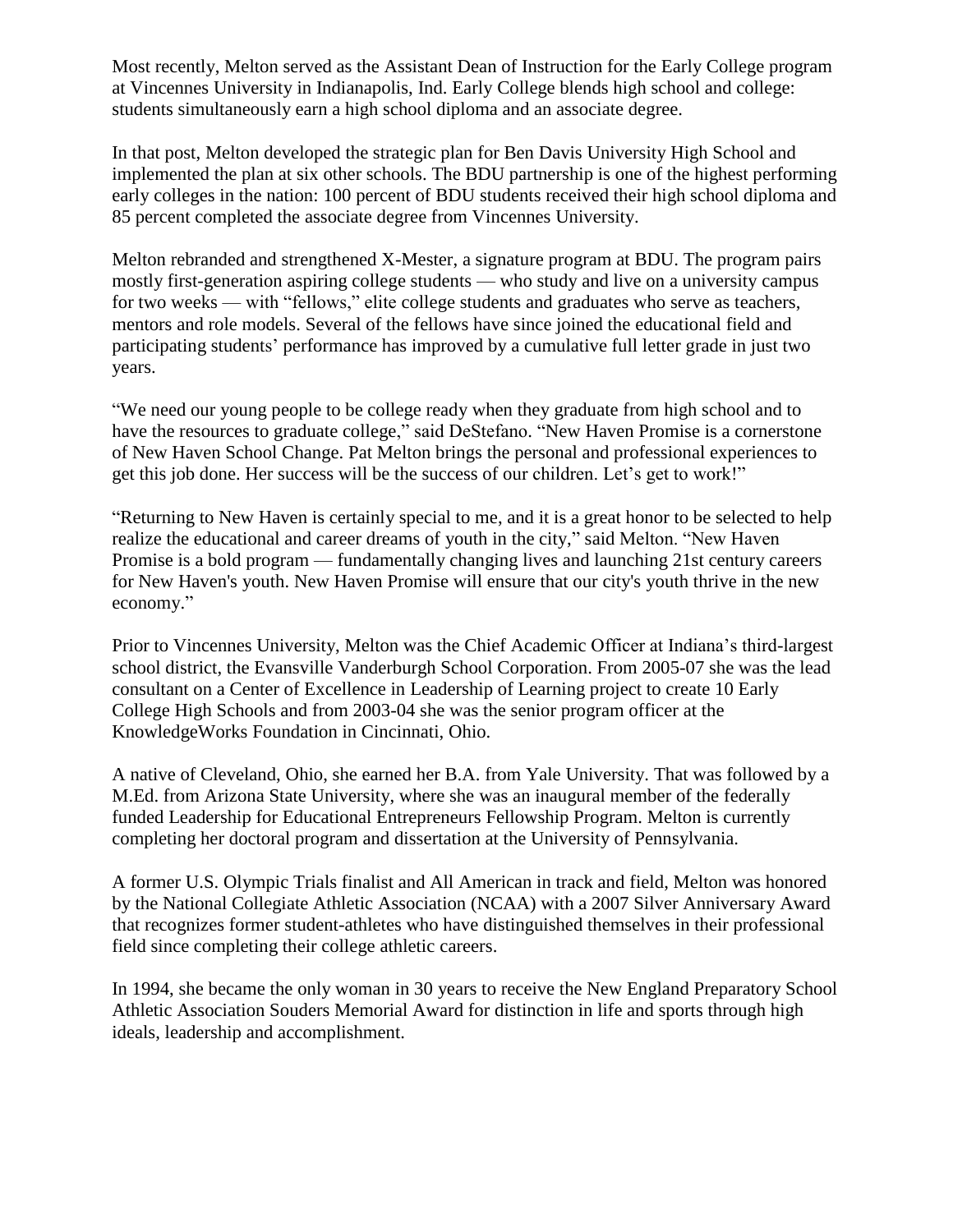Most recently, Melton served as the Assistant Dean of Instruction for the Early College program at Vincennes University in Indianapolis, Ind. Early College blends high school and college: students simultaneously earn a high school diploma and an associate degree.

In that post, Melton developed the strategic plan for Ben Davis University High School and implemented the plan at six other schools. The BDU partnership is one of the highest performing early colleges in the nation: 100 percent of BDU students received their high school diploma and 85 percent completed the associate degree from Vincennes University.

Melton rebranded and strengthened X-Mester, a signature program at BDU. The program pairs mostly first-generation aspiring college students — who study and live on a university campus for two weeks — with "fellows," elite college students and graduates who serve as teachers, mentors and role models. Several of the fellows have since joined the educational field and participating students' performance has improved by a cumulative full letter grade in just two years.

"We need our young people to be college ready when they graduate from high school and to have the resources to graduate college," said DeStefano. "New Haven Promise is a cornerstone of New Haven School Change. Pat Melton brings the personal and professional experiences to get this job done. Her success will be the success of our children. Let's get to work!"

"Returning to New Haven is certainly special to me, and it is a great honor to be selected to help realize the educational and career dreams of youth in the city," said Melton. "New Haven Promise is a bold program — fundamentally changing lives and launching 21st century careers for New Haven's youth. New Haven Promise will ensure that our city's youth thrive in the new economy."

Prior to Vincennes University, Melton was the Chief Academic Officer at Indiana's third-largest school district, the Evansville Vanderburgh School Corporation. From 2005-07 she was the lead consultant on a Center of Excellence in Leadership of Learning project to create 10 Early College High Schools and from 2003-04 she was the senior program officer at the KnowledgeWorks Foundation in Cincinnati, Ohio.

A native of Cleveland, Ohio, she earned her B.A. from Yale University. That was followed by a M.Ed. from Arizona State University, where she was an inaugural member of the federally funded Leadership for Educational Entrepreneurs Fellowship Program. Melton is currently completing her doctoral program and dissertation at the University of Pennsylvania.

A former U.S. Olympic Trials finalist and All American in track and field, Melton was honored by the National Collegiate Athletic Association (NCAA) with a 2007 Silver Anniversary Award that recognizes former student-athletes who have distinguished themselves in their professional field since completing their college athletic careers.

In 1994, she became the only woman in 30 years to receive the New England Preparatory School Athletic Association Souders Memorial Award for distinction in life and sports through high ideals, leadership and accomplishment.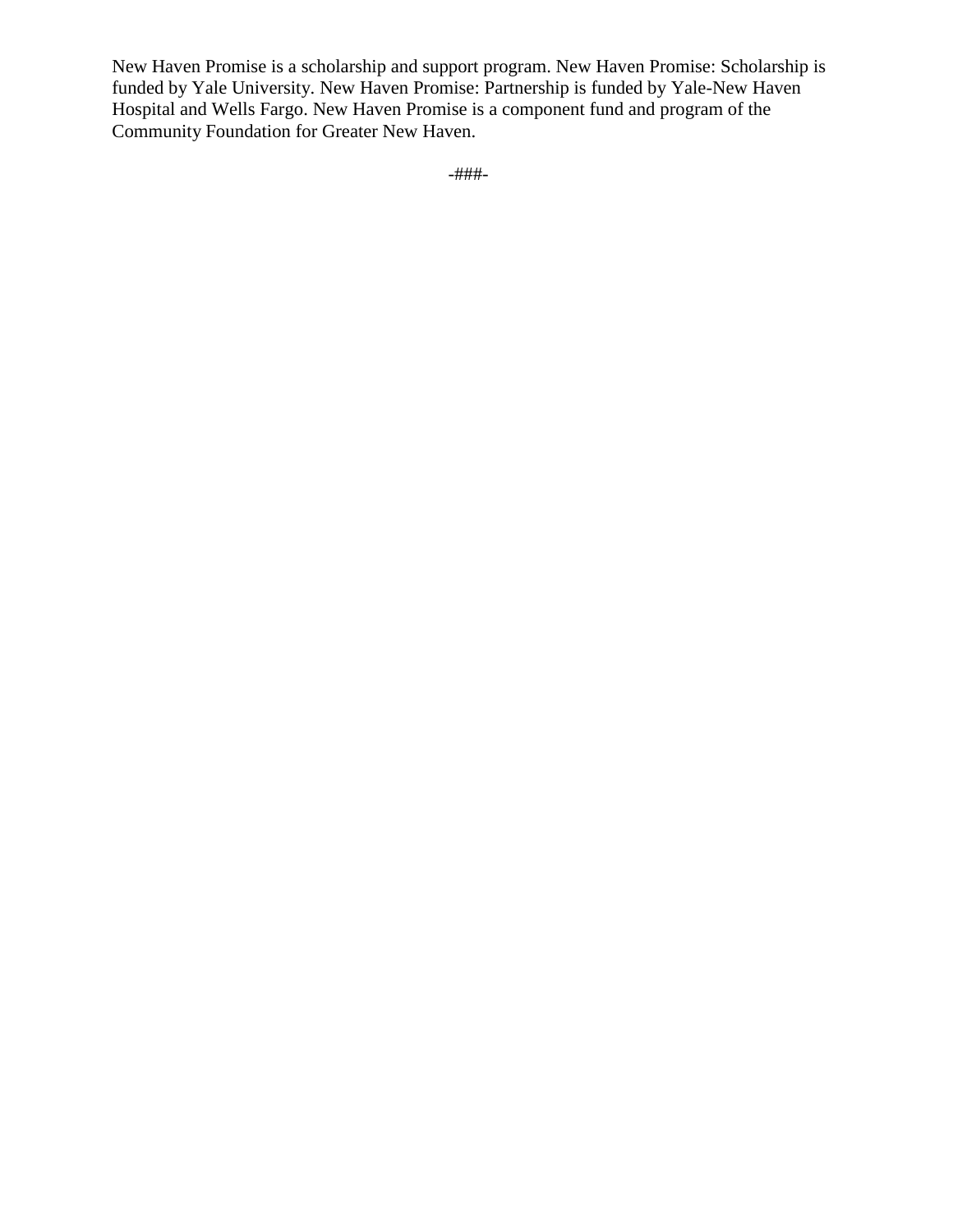New Haven Promise is a scholarship and support program. New Haven Promise: Scholarship is funded by Yale University. New Haven Promise: Partnership is funded by Yale-New Haven Hospital and Wells Fargo. New Haven Promise is a component fund and program of the Community Foundation for Greater New Haven.

-###-